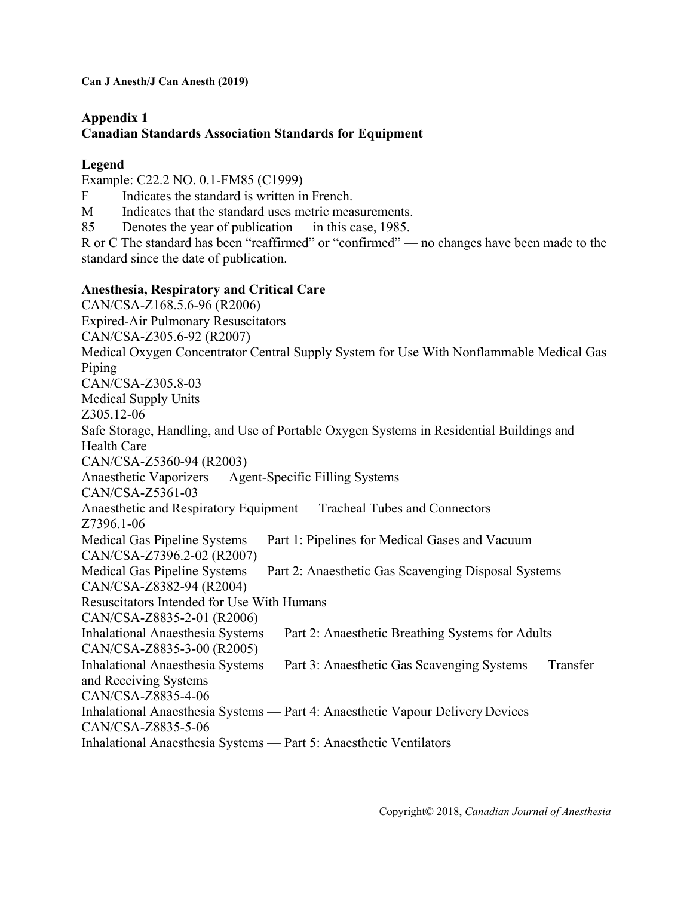## Appendix 1
## Canadian Standards Association Standards for Equipment

**Legend**

Example: C22.2 NO. 0.1-FM85 (C1999)

F Indicates the standard is written in French.

M Indicates that the standard uses metric measurements.

85 Denotes the year of publication — in this case, 1985.

R or C The standard has been "reaffirmed" or "confirmed" — no changes have been made to the standard since the date of publication.

**Anesthesia, Respiratory and Critical Care**

CAN/CSA-Z168.5.6-96 (R2006)
Expired-Air Pulmonary Resuscitators

CAN/CSA-Z305.6-92 (R2007)
Medical Oxygen Concentrator Central Supply System for Use With Nonflammable Medical Gas Piping

CAN/CSA-Z305.8-03
Medical Supply Units

Z305.12-06
Safe Storage, Handling, and Use of Portable Oxygen Systems in Residential Buildings and Health Care

CAN/CSA-Z5360-94 (R2003)
Anaesthetic Vaporizers — Agent-Specific Filling Systems

CAN/CSA-Z5361-03
Anaesthetic and Respiratory Equipment — Tracheal Tubes and Connectors

Z7396.1-06
Medical Gas Pipeline Systems — Part 1: Pipelines for Medical Gases and Vacuum

CAN/CSA-Z7396.2-02 (R2007)
Medical Gas Pipeline Systems — Part 2: Anaesthetic Gas Scavenging Disposal Systems

CAN/CSA-Z8382-94 (R2004)
Resuscitators Intended for Use With Humans

CAN/CSA-Z8835-2-01 (R2006)
Inhalational Anaesthesia Systems — Part 2: Anaesthetic Breathing Systems for Adults

CAN/CSA-Z8835-3-00 (R2005)
Inhalational Anaesthesia Systems — Part 3: Anaesthetic Gas Scavenging Systems — Transfer and Receiving Systems

CAN/CSA-Z8835-4-06
Inhalational Anaesthesia Systems — Part 4: Anaesthetic Vapour Delivery Devices

CAN/CSA-Z8835-5-06
Inhalational Anaesthesia Systems — Part 5: Anaesthetic Ventilators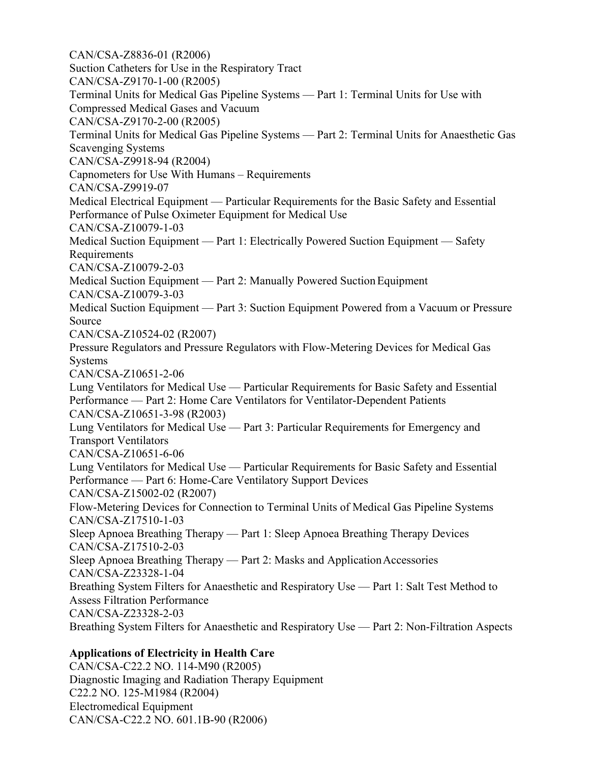CAN/CSA-Z8836-01 (R2006)
Suction Catheters for Use in the Respiratory Tract
CAN/CSA-Z9170-1-00 (R2005)
Terminal Units for Medical Gas Pipeline Systems — Part 1: Terminal Units for Use with Compressed Medical Gases and Vacuum
CAN/CSA-Z9170-2-00 (R2005)
Terminal Units for Medical Gas Pipeline Systems — Part 2: Terminal Units for Anaesthetic Gas Scavenging Systems
CAN/CSA-Z9918-94 (R2004)
Capnometers for Use With Humans – Requirements
CAN/CSA-Z9919-07
Medical Electrical Equipment — Particular Requirements for the Basic Safety and Essential Performance of Pulse Oximeter Equipment for Medical Use
CAN/CSA-Z10079-1-03
Medical Suction Equipment — Part 1: Electrically Powered Suction Equipment — Safety Requirements
CAN/CSA-Z10079-2-03
Medical Suction Equipment — Part 2: Manually Powered Suction Equipment
CAN/CSA-Z10079-3-03
Medical Suction Equipment — Part 3: Suction Equipment Powered from a Vacuum or Pressure Source
CAN/CSA-Z10524-02 (R2007)
Pressure Regulators and Pressure Regulators with Flow-Metering Devices for Medical Gas Systems
CAN/CSA-Z10651-2-06
Lung Ventilators for Medical Use — Particular Requirements for Basic Safety and Essential Performance — Part 2: Home Care Ventilators for Ventilator-Dependent Patients
CAN/CSA-Z10651-3-98 (R2003)
Lung Ventilators for Medical Use — Part 3: Particular Requirements for Emergency and Transport Ventilators
CAN/CSA-Z10651-6-06
Lung Ventilators for Medical Use — Particular Requirements for Basic Safety and Essential Performance — Part 6: Home-Care Ventilatory Support Devices
CAN/CSA-Z15002-02 (R2007)
Flow-Metering Devices for Connection to Terminal Units of Medical Gas Pipeline Systems
CAN/CSA-Z17510-1-03
Sleep Apnoea Breathing Therapy — Part 1: Sleep Apnoea Breathing Therapy Devices
CAN/CSA-Z17510-2-03
Sleep Apnoea Breathing Therapy — Part 2: Masks and Application Accessories
CAN/CSA-Z23328-1-04
Breathing System Filters for Anaesthetic and Respiratory Use — Part 1: Salt Test Method to Assess Filtration Performance
CAN/CSA-Z23328-2-03
Breathing System Filters for Anaesthetic and Respiratory Use — Part 2: Non-Filtration Aspects

**Applications of Electricity in Health Care**
CAN/CSA-C22.2 NO. 114-M90 (R2005)
Diagnostic Imaging and Radiation Therapy Equipment
C22.2 NO. 125-M1984 (R2004)
Electromedical Equipment
CAN/CSA-C22.2 NO. 601.1B-90 (R2006)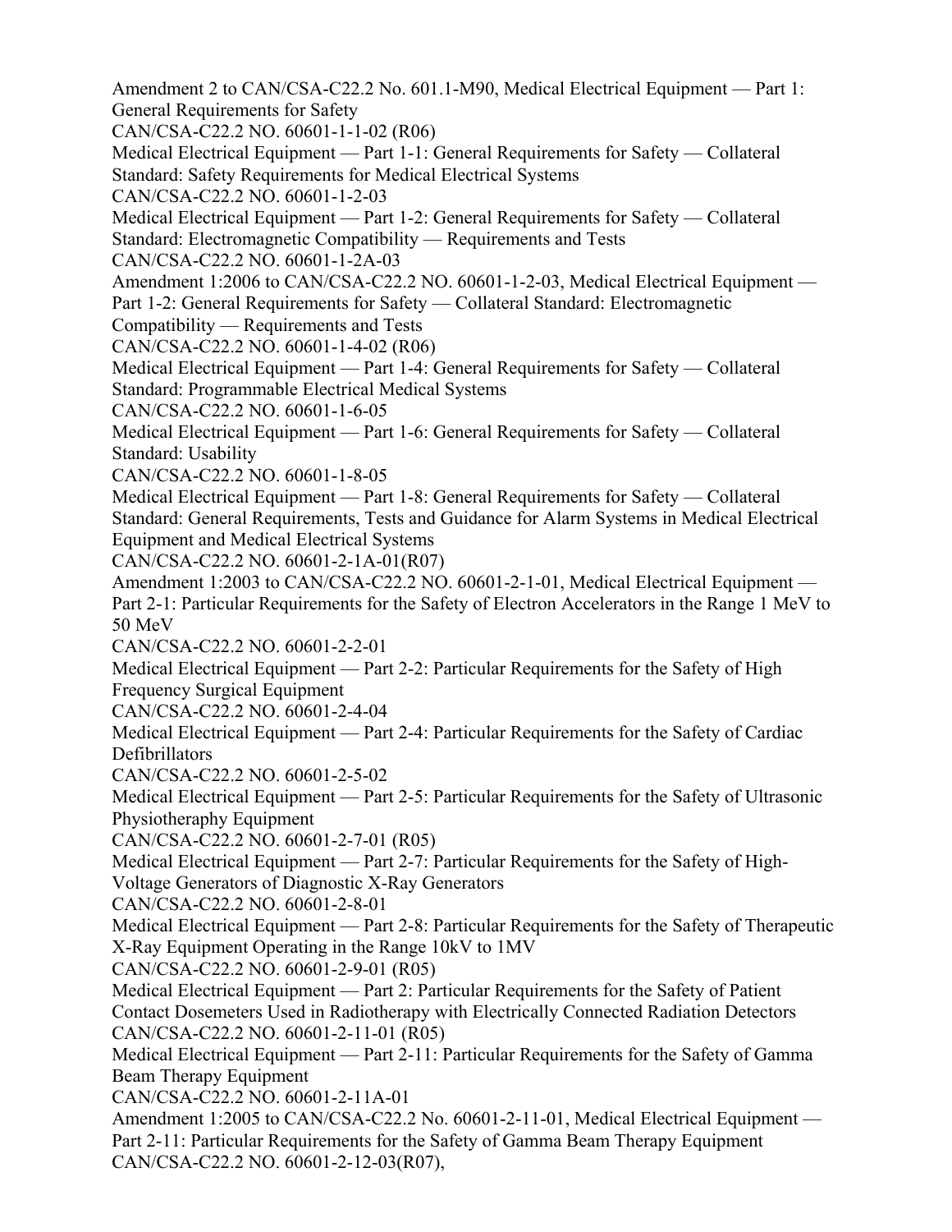Amendment 2 to CAN/CSA-C22.2 No. 601.1-M90, Medical Electrical Equipment — Part 1: General Requirements for Safety

CAN/CSA-C22.2 NO. 60601-1-1-02 (R06)

Medical Electrical Equipment — Part 1-1: General Requirements for Safety — Collateral Standard: Safety Requirements for Medical Electrical Systems

CAN/CSA-C22.2 NO. 60601-1-2-03

Medical Electrical Equipment — Part 1-2: General Requirements for Safety — Collateral Standard: Electromagnetic Compatibility — Requirements and Tests

CAN/CSA-C22.2 NO. 60601-1-2A-03

Amendment 1:2006 to CAN/CSA-C22.2 NO. 60601-1-2-03, Medical Electrical Equipment — Part 1-2: General Requirements for Safety — Collateral Standard: Electromagnetic Compatibility — Requirements and Tests

CAN/CSA-C22.2 NO. 60601-1-4-02 (R06)

Medical Electrical Equipment — Part 1-4: General Requirements for Safety — Collateral Standard: Programmable Electrical Medical Systems

CAN/CSA-C22.2 NO. 60601-1-6-05

Medical Electrical Equipment — Part 1-6: General Requirements for Safety — Collateral Standard: Usability

CAN/CSA-C22.2 NO. 60601-1-8-05

Medical Electrical Equipment — Part 1-8: General Requirements for Safety — Collateral Standard: General Requirements, Tests and Guidance for Alarm Systems in Medical Electrical Equipment and Medical Electrical Systems

CAN/CSA-C22.2 NO. 60601-2-1A-01(R07)

Amendment 1:2003 to CAN/CSA-C22.2 NO. 60601-2-1-01, Medical Electrical Equipment — Part 2-1: Particular Requirements for the Safety of Electron Accelerators in the Range 1 MeV to 50 MeV

CAN/CSA-C22.2 NO. 60601-2-2-01

Medical Electrical Equipment — Part 2-2: Particular Requirements for the Safety of High Frequency Surgical Equipment

CAN/CSA-C22.2 NO. 60601-2-4-04

Medical Electrical Equipment — Part 2-4: Particular Requirements for the Safety of Cardiac Defibrillators

CAN/CSA-C22.2 NO. 60601-2-5-02

Medical Electrical Equipment — Part 2-5: Particular Requirements for the Safety of Ultrasonic Physiotheraphy Equipment

CAN/CSA-C22.2 NO. 60601-2-7-01 (R05)

Medical Electrical Equipment — Part 2-7: Particular Requirements for the Safety of High-Voltage Generators of Diagnostic X-Ray Generators

CAN/CSA-C22.2 NO. 60601-2-8-01

Medical Electrical Equipment — Part 2-8: Particular Requirements for the Safety of Therapeutic X-Ray Equipment Operating in the Range 10kV to 1MV

CAN/CSA-C22.2 NO. 60601-2-9-01 (R05)

Medical Electrical Equipment — Part 2: Particular Requirements for the Safety of Patient Contact Dosemeters Used in Radiotherapy with Electrically Connected Radiation Detectors

CAN/CSA-C22.2 NO. 60601-2-11-01 (R05)

Medical Electrical Equipment — Part 2-11: Particular Requirements for the Safety of Gamma Beam Therapy Equipment

CAN/CSA-C22.2 NO. 60601-2-11A-01

Amendment 1:2005 to CAN/CSA-C22.2 No. 60601-2-11-01, Medical Electrical Equipment — Part 2-11: Particular Requirements for the Safety of Gamma Beam Therapy Equipment

CAN/CSA-C22.2 NO. 60601-2-12-03(R07),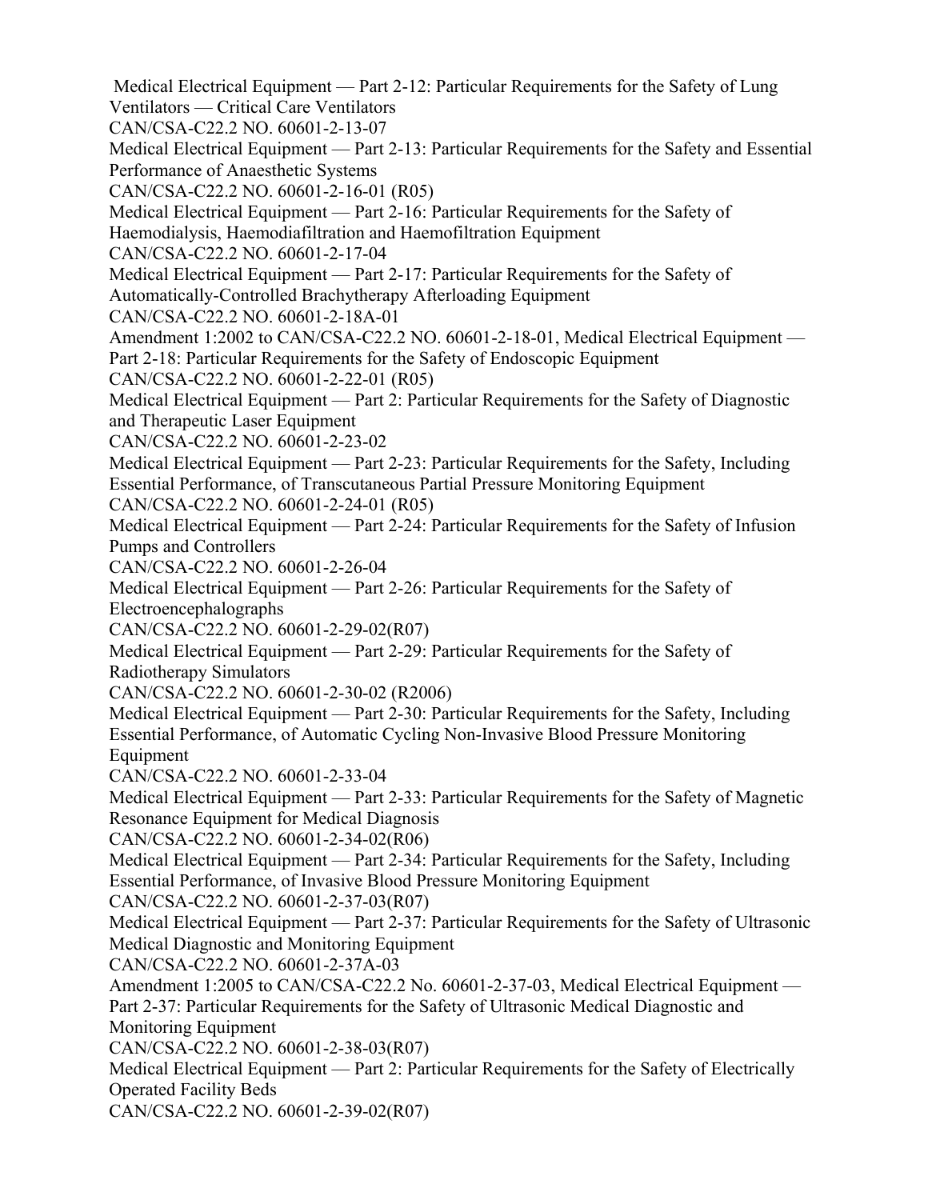Medical Electrical Equipment — Part 2-12: Particular Requirements for the Safety of Lung Ventilators — Critical Care Ventilators
CAN/CSA-C22.2 NO. 60601-2-13-07
Medical Electrical Equipment — Part 2-13: Particular Requirements for the Safety and Essential Performance of Anaesthetic Systems
CAN/CSA-C22.2 NO. 60601-2-16-01 (R05)
Medical Electrical Equipment — Part 2-16: Particular Requirements for the Safety of Haemodialysis, Haemodiafiltration and Haemofiltration Equipment
CAN/CSA-C22.2 NO. 60601-2-17-04
Medical Electrical Equipment — Part 2-17: Particular Requirements for the Safety of Automatically-Controlled Brachytherapy Afterloading Equipment
CAN/CSA-C22.2 NO. 60601-2-18A-01
Amendment 1:2002 to CAN/CSA-C22.2 NO. 60601-2-18-01, Medical Electrical Equipment — Part 2-18: Particular Requirements for the Safety of Endoscopic Equipment
CAN/CSA-C22.2 NO. 60601-2-22-01 (R05)
Medical Electrical Equipment — Part 2: Particular Requirements for the Safety of Diagnostic and Therapeutic Laser Equipment
CAN/CSA-C22.2 NO. 60601-2-23-02
Medical Electrical Equipment — Part 2-23: Particular Requirements for the Safety, Including Essential Performance, of Transcutaneous Partial Pressure Monitoring Equipment
CAN/CSA-C22.2 NO. 60601-2-24-01 (R05)
Medical Electrical Equipment — Part 2-24: Particular Requirements for the Safety of Infusion Pumps and Controllers
CAN/CSA-C22.2 NO. 60601-2-26-04
Medical Electrical Equipment — Part 2-26: Particular Requirements for the Safety of Electroencephalographs
CAN/CSA-C22.2 NO. 60601-2-29-02(R07)
Medical Electrical Equipment — Part 2-29: Particular Requirements for the Safety of Radiotherapy Simulators
CAN/CSA-C22.2 NO. 60601-2-30-02 (R2006)
Medical Electrical Equipment — Part 2-30: Particular Requirements for the Safety, Including Essential Performance, of Automatic Cycling Non-Invasive Blood Pressure Monitoring Equipment
CAN/CSA-C22.2 NO. 60601-2-33-04
Medical Electrical Equipment — Part 2-33: Particular Requirements for the Safety of Magnetic Resonance Equipment for Medical Diagnosis
CAN/CSA-C22.2 NO. 60601-2-34-02(R06)
Medical Electrical Equipment — Part 2-34: Particular Requirements for the Safety, Including Essential Performance, of Invasive Blood Pressure Monitoring Equipment
CAN/CSA-C22.2 NO. 60601-2-37-03(R07)
Medical Electrical Equipment — Part 2-37: Particular Requirements for the Safety of Ultrasonic Medical Diagnostic and Monitoring Equipment
CAN/CSA-C22.2 NO. 60601-2-37A-03
Amendment 1:2005 to CAN/CSA-C22.2 No. 60601-2-37-03, Medical Electrical Equipment — Part 2-37: Particular Requirements for the Safety of Ultrasonic Medical Diagnostic and Monitoring Equipment
CAN/CSA-C22.2 NO. 60601-2-38-03(R07)
Medical Electrical Equipment — Part 2: Particular Requirements for the Safety of Electrically Operated Facility Beds
CAN/CSA-C22.2 NO. 60601-2-39-02(R07)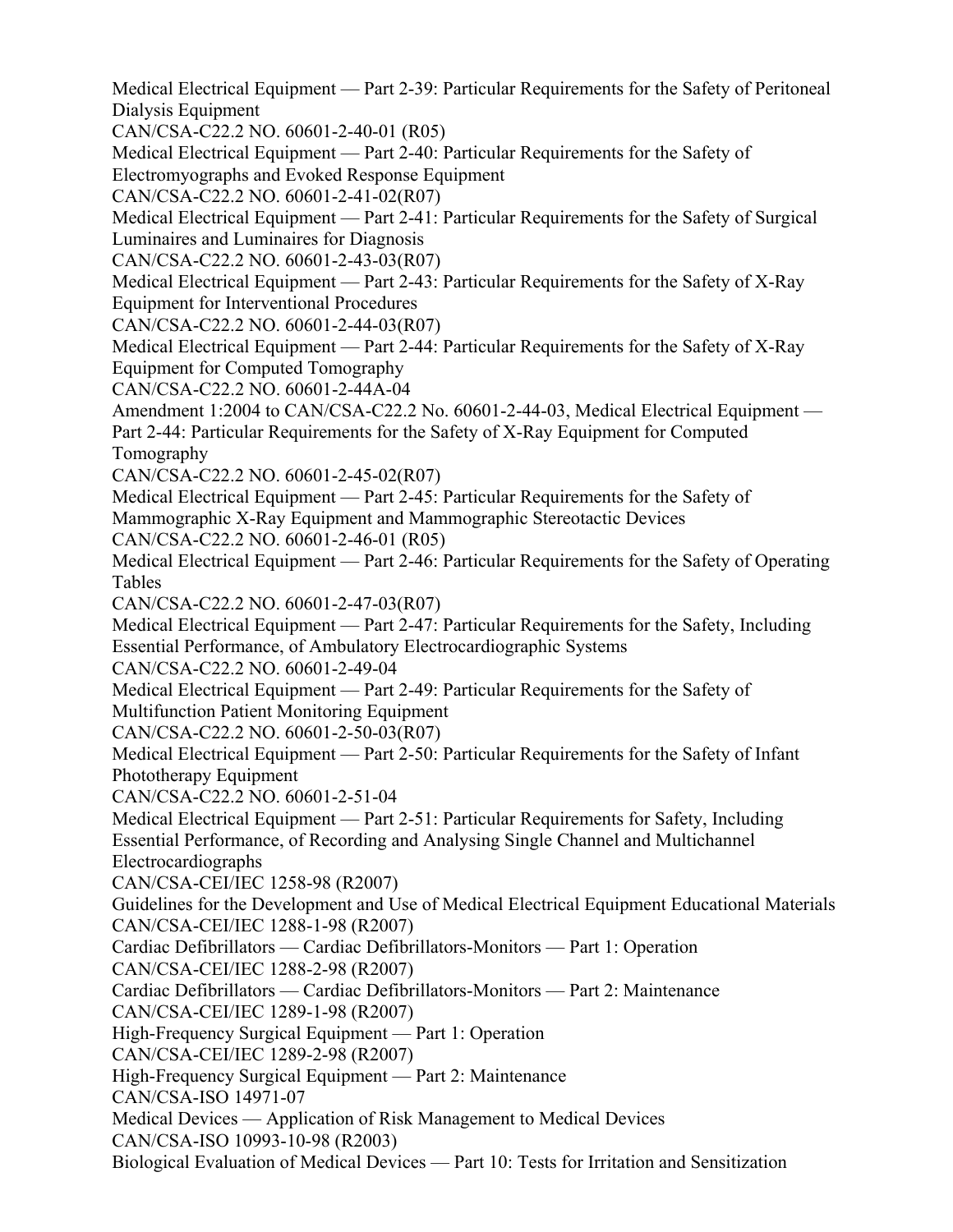Medical Electrical Equipment — Part 2-39: Particular Requirements for the Safety of Peritoneal Dialysis Equipment
CAN/CSA-C22.2 NO. 60601-2-40-01 (R05)
Medical Electrical Equipment — Part 2-40: Particular Requirements for the Safety of Electromyographs and Evoked Response Equipment
CAN/CSA-C22.2 NO. 60601-2-41-02(R07)
Medical Electrical Equipment — Part 2-41: Particular Requirements for the Safety of Surgical Luminaires and Luminaires for Diagnosis
CAN/CSA-C22.2 NO. 60601-2-43-03(R07)
Medical Electrical Equipment — Part 2-43: Particular Requirements for the Safety of X-Ray Equipment for Interventional Procedures
CAN/CSA-C22.2 NO. 60601-2-44-03(R07)
Medical Electrical Equipment — Part 2-44: Particular Requirements for the Safety of X-Ray Equipment for Computed Tomography
CAN/CSA-C22.2 NO. 60601-2-44A-04
Amendment 1:2004 to CAN/CSA-C22.2 No. 60601-2-44-03, Medical Electrical Equipment — Part 2-44: Particular Requirements for the Safety of X-Ray Equipment for Computed Tomography
CAN/CSA-C22.2 NO. 60601-2-45-02(R07)
Medical Electrical Equipment — Part 2-45: Particular Requirements for the Safety of Mammographic X-Ray Equipment and Mammographic Stereotactic Devices
CAN/CSA-C22.2 NO. 60601-2-46-01 (R05)
Medical Electrical Equipment — Part 2-46: Particular Requirements for the Safety of Operating Tables
CAN/CSA-C22.2 NO. 60601-2-47-03(R07)
Medical Electrical Equipment — Part 2-47: Particular Requirements for the Safety, Including Essential Performance, of Ambulatory Electrocardiographic Systems
CAN/CSA-C22.2 NO. 60601-2-49-04
Medical Electrical Equipment — Part 2-49: Particular Requirements for the Safety of Multifunction Patient Monitoring Equipment
CAN/CSA-C22.2 NO. 60601-2-50-03(R07)
Medical Electrical Equipment — Part 2-50: Particular Requirements for the Safety of Infant Phototherapy Equipment
CAN/CSA-C22.2 NO. 60601-2-51-04
Medical Electrical Equipment — Part 2-51: Particular Requirements for Safety, Including Essential Performance, of Recording and Analysing Single Channel and Multichannel Electrocardiographs
CAN/CSA-CEI/IEC 1258-98 (R2007)
Guidelines for the Development and Use of Medical Electrical Equipment Educational Materials
CAN/CSA-CEI/IEC 1288-1-98 (R2007)
Cardiac Defibrillators — Cardiac Defibrillators-Monitors — Part 1: Operation
CAN/CSA-CEI/IEC 1288-2-98 (R2007)
Cardiac Defibrillators — Cardiac Defibrillators-Monitors — Part 2: Maintenance
CAN/CSA-CEI/IEC 1289-1-98 (R2007)
High-Frequency Surgical Equipment — Part 1: Operation
CAN/CSA-CEI/IEC 1289-2-98 (R2007)
High-Frequency Surgical Equipment — Part 2: Maintenance
CAN/CSA-ISO 14971-07
Medical Devices — Application of Risk Management to Medical Devices
CAN/CSA-ISO 10993-10-98 (R2003)
Biological Evaluation of Medical Devices — Part 10: Tests for Irritation and Sensitization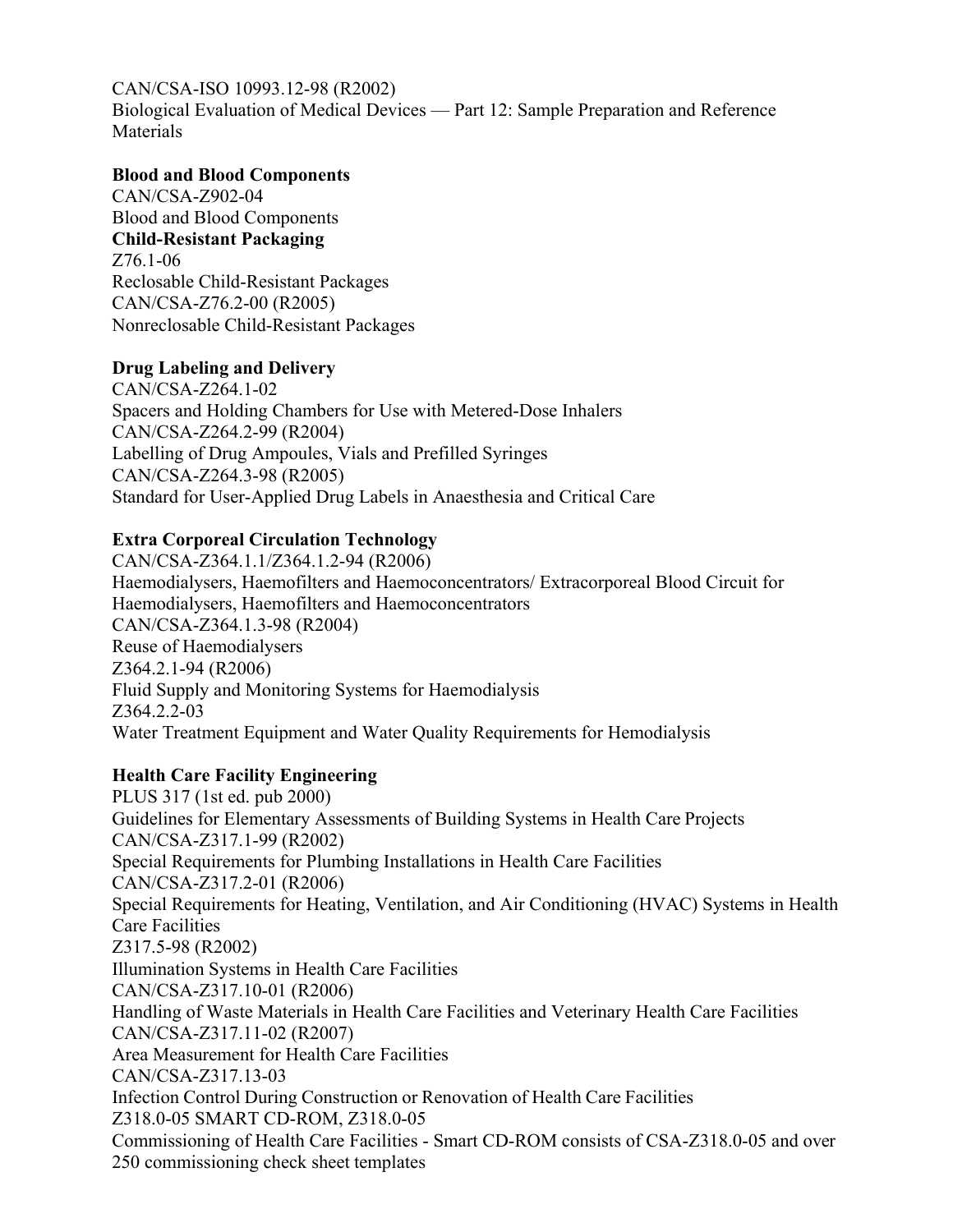CAN/CSA-ISO 10993.12-98 (R2002)
Biological Evaluation of Medical Devices — Part 12: Sample Preparation and Reference Materials

**Blood and Blood Components**

CAN/CSA-Z902-04
Blood and Blood Components

**Child-Resistant Packaging**

Z76.1-06
Reclosable Child-Resistant Packages
CAN/CSA-Z76.2-00 (R2005)
Nonreclosable Child-Resistant Packages

**Drug Labeling and Delivery**

CAN/CSA-Z264.1-02
Spacers and Holding Chambers for Use with Metered-Dose Inhalers
CAN/CSA-Z264.2-99 (R2004)
Labelling of Drug Ampoules, Vials and Prefilled Syringes
CAN/CSA-Z264.3-98 (R2005)
Standard for User-Applied Drug Labels in Anaesthesia and Critical Care

**Extra Corporeal Circulation Technology**

CAN/CSA-Z364.1.1/Z364.1.2-94 (R2006)
Haemodialysers, Haemofilters and Haemoconcentrators/ Extracorporeal Blood Circuit for Haemodialysers, Haemofilters and Haemoconcentrators
CAN/CSA-Z364.1.3-98 (R2004)
Reuse of Haemodialysers
Z364.2.1-94 (R2006)
Fluid Supply and Monitoring Systems for Haemodialysis
Z364.2.2-03
Water Treatment Equipment and Water Quality Requirements for Hemodialysis

**Health Care Facility Engineering**

PLUS 317 (1st ed. pub 2000)
Guidelines for Elementary Assessments of Building Systems in Health Care Projects
CAN/CSA-Z317.1-99 (R2002)
Special Requirements for Plumbing Installations in Health Care Facilities
CAN/CSA-Z317.2-01 (R2006)
Special Requirements for Heating, Ventilation, and Air Conditioning (HVAC) Systems in Health Care Facilities
Z317.5-98 (R2002)
Illumination Systems in Health Care Facilities
CAN/CSA-Z317.10-01 (R2006)
Handling of Waste Materials in Health Care Facilities and Veterinary Health Care Facilities
CAN/CSA-Z317.11-02 (R2007)
Area Measurement for Health Care Facilities
CAN/CSA-Z317.13-03
Infection Control During Construction or Renovation of Health Care Facilities
Z318.0-05 SMART CD-ROM, Z318.0-05
Commissioning of Health Care Facilities - Smart CD-ROM consists of CSA-Z318.0-05 and over 250 commissioning check sheet templates